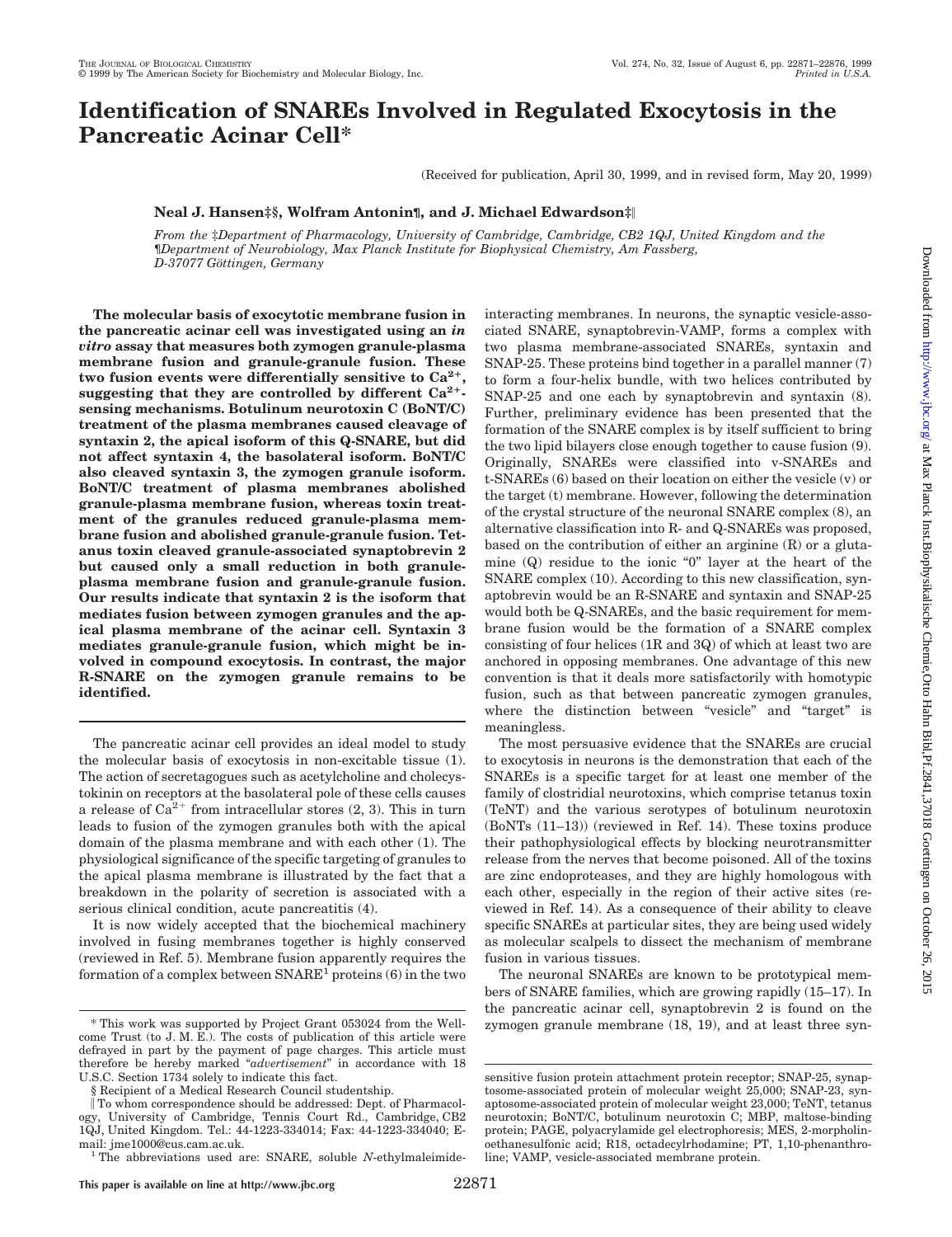# Identification of SNAREs Involved in Regulated Exocytosis in the Pancreatic Acinar Cell*

(Received for publication, April 30, 1999, and in revised form, May 20, 1999)

**Neal J. Hansen‡§, Wolfram Antonin¶, and J. Michael Edwardson‡‖**

*From the ‡Department of Pharmacology, University of Cambridge, Cambridge, CB2 1QJ, United Kingdom and the ¶Department of Neurobiology, Max Planck Institute for Biophysical Chemistry, Am Fassberg, D-37077 Göttingen, Germany*

**The molecular basis of exocytotic membrane fusion in the pancreatic acinar cell was investigated using an *in vitro* assay that measures both zymogen granule-plasma membrane fusion and granule-granule fusion. These two fusion events were differentially sensitive to $Ca^{2+}$, suggesting that they are controlled by different $Ca^{2+}$-sensing mechanisms. Botulinum neurotoxin C (BoNT/C) treatment of the plasma membranes caused cleavage of syntaxin 2, the apical isoform of this Q-SNARE, but did not affect syntaxin 4, the basolateral isoform. BoNT/C also cleaved syntaxin 3, the zymogen granule isoform. BoNT/C treatment of plasma membranes abolished granule-plasma membrane fusion, whereas toxin treatment of the granules reduced granule-plasma membrane fusion and abolished granule-granule fusion. Tetanus toxin cleaved granule-associated synaptobrevin 2 but caused only a small reduction in both granule-plasma membrane fusion and granule-granule fusion. Our results indicate that syntaxin 2 is the isoform that mediates fusion between zymogen granules and the apical plasma membrane of the acinar cell. Syntaxin 3 mediates granule-granule fusion, which might be involved in compound exocytosis. In contrast, the major R-SNARE on the zymogen granule remains to be identified.**

The pancreatic acinar cell provides an ideal model to study the molecular basis of exocytosis in non-excitable tissue (1). The action of secretagogues such as acetylcholine and cholecystokinin on receptors at the basolateral pole of these cells causes a release of $Ca^{2+}$ from intracellular stores (2, 3). This in turn leads to fusion of the zymogen granules both with the apical domain of the plasma membrane and with each other (1). The physiological significance of the specific targeting of granules to the apical plasma membrane is illustrated by the fact that a breakdown in the polarity of secretion is associated with a serious clinical condition, acute pancreatitis (4).

It is now widely accepted that the biochemical machinery involved in fusing membranes together is highly conserved (reviewed in Ref. 5). Membrane fusion apparently requires the formation of a complex between SNARE[1] proteins (6) in the two interacting membranes. In neurons, the synaptic vesicle-associated SNARE, synaptobrevin-VAMP, forms a complex with two plasma membrane-associated SNAREs, syntaxin and SNAP-25. These proteins bind together in a parallel manner (7) to form a four-helix bundle, with two helices contributed by SNAP-25 and one each by synaptobrevin and syntaxin (8). Further, preliminary evidence has been presented that the formation of the SNARE complex is by itself sufficient to bring the two lipid bilayers close enough together to cause fusion (9). Originally, SNAREs were classified into v-SNAREs and t-SNAREs (6) based on their location on either the vesicle (v) or the target (t) membrane. However, following the determination of the crystal structure of the neuronal SNARE complex (8), an alternative classification into R- and Q-SNAREs was proposed, based on the contribution of either an arginine (R) or a glutamine (Q) residue to the ionic "0" layer at the heart of the SNARE complex (10). According to this new classification, synaptobrevin would be an R-SNARE and syntaxin and SNAP-25 would both be Q-SNAREs, and the basic requirement for membrane fusion would be the formation of a SNARE complex consisting of four helices (1R and 3Q) of which at least two are anchored in opposing membranes. One advantage of this new convention is that it deals more satisfactorily with homotypic fusion, such as that between pancreatic zymogen granules, where the distinction between "vesicle" and "target" is meaningless.

The most persuasive evidence that the SNAREs are crucial to exocytosis in neurons is the demonstration that each of the SNAREs is a specific target for at least one member of the family of clostridial neurotoxins, which comprise tetanus toxin (TeNT) and the various serotypes of botulinum neurotoxin (BoNTs (11–13)) (reviewed in Ref. 14). These toxins produce their pathophysiological effects by blocking neurotransmitter release from the nerves that become poisoned. All of the toxins are zinc endoproteases, and they are highly homologous with each other, especially in the region of their active sites (reviewed in Ref. 14). As a consequence of their ability to cleave specific SNAREs at particular sites, they are being used widely as molecular scalpels to dissect the mechanism of membrane fusion in various tissues.

The neuronal SNAREs are known to be prototypical members of SNARE families, which are growing rapidly (15–17). In the pancreatic acinar cell, synaptobrevin 2 is found on the zymogen granule membrane (18, 19), and at least three syn-

---

* This work was supported by Project Grant 053024 from the Wellcome Trust (to J. M. E.). The costs of publication of this article were defrayed in part by the payment of page charges. This article must therefore be hereby marked "*advertisement*" in accordance with 18 U.S.C. Section 1734 solely to indicate this fact.

§ Recipient of a Medical Research Council studentship.

‖ To whom correspondence should be addressed: Dept. of Pharmacology, University of Cambridge, Tennis Court Rd., Cambridge, CB2 1QJ, United Kingdom. Tel.: 44-1223-334014; Fax: 44-1223-334040; E-mail: jme1000@cus.cam.ac.uk.

[1] The abbreviations used are: SNARE, soluble *N*-ethylmaleimide-sensitive fusion protein attachment protein receptor; SNAP-25, synaptosome-associated protein of molecular weight 25,000; SNAP-23, synaptosome-associated protein of molecular weight 23,000; TeNT, tetanus neurotoxin; BoNT/C, botulinum neurotoxin C; MBP, maltose-binding protein; PAGE, polyacrylamide gel electrophoresis; MES, 2-morpholinoethanesulfonic acid; R18, octadecylrhodamine; PT, 1,10-phenanthroline; VAMP, vesicle-associated membrane protein.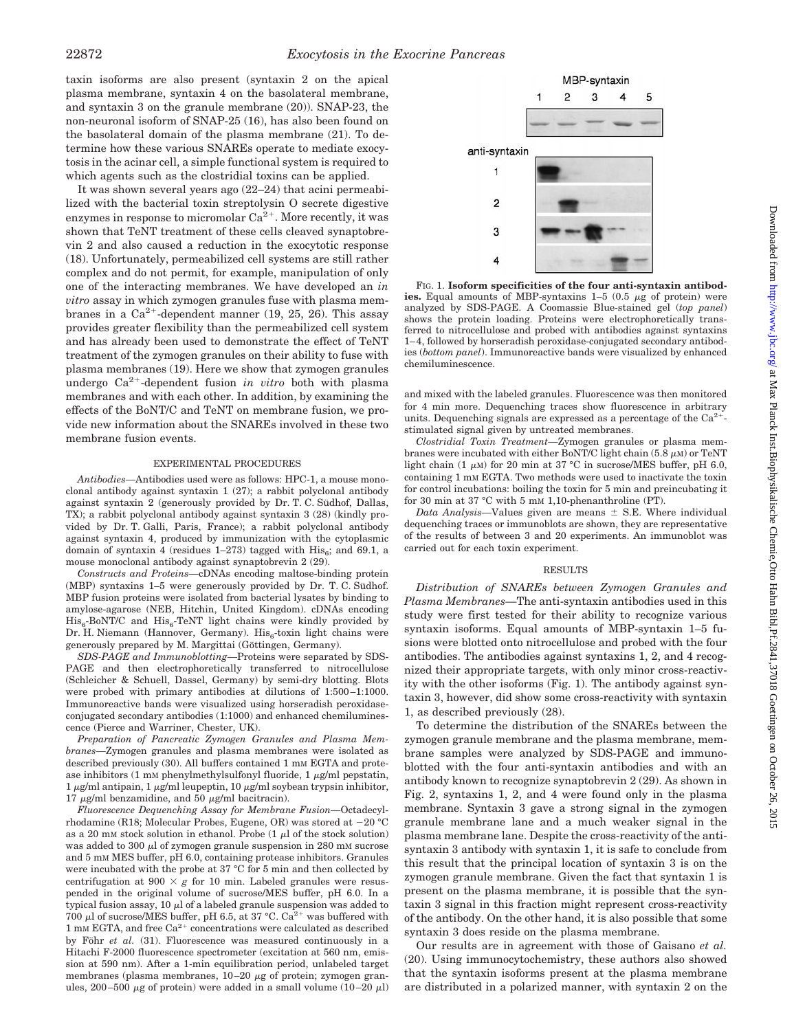taxin isoforms are also present (syntaxin 2 on the apical plasma membrane, syntaxin 4 on the basolateral membrane, and syntaxin 3 on the granule membrane (20)). SNAP-23, the non-neuronal isoform of SNAP-25 (16), has also been found on the basolateral domain of the plasma membrane (21). To determine how these various SNAREs operate to mediate exocytosis in the acinar cell, a simple functional system is required to which agents such as the clostridial toxins can be applied.

It was shown several years ago (22–24) that acini permeabilized with the bacterial toxin streptolysin O secrete digestive enzymes in response to micromolar $Ca^{2+}$. More recently, it was shown that TeNT treatment of these cells cleaved synaptobrevin 2 and also caused a reduction in the exocytotic response (18). Unfortunately, permeabilized cell systems are still rather complex and do not permit, for example, manipulation of only one of the interacting membranes. We have developed an *in vitro* assay in which zymogen granules fuse with plasma membranes in a $Ca^{2+}$-dependent manner (19, 25, 26). This assay provides greater flexibility than the permeabilized cell system and has already been used to demonstrate the effect of TeNT treatment of the zymogen granules on their ability to fuse with plasma membranes (19). Here we show that zymogen granules undergo $Ca^{2+}$-dependent fusion *in vitro* both with plasma membranes and with each other. In addition, by examining the effects of the BoNT/C and TeNT on membrane fusion, we provide new information about the SNAREs involved in these two membrane fusion events.

## EXPERIMENTAL PROCEDURES

*Antibodies*—Antibodies used were as follows: HPC-1, a mouse monoclonal antibody against syntaxin 1 (27); a rabbit polyclonal antibody against syntaxin 2 (generously provided by Dr. T. C. Südhof, Dallas, TX); a rabbit polyclonal antibody against syntaxin 3 (28) (kindly provided by Dr. T. Galli, Paris, France); a rabbit polyclonal antibody against syntaxin 4, produced by immunization with the cytoplasmic domain of syntaxin 4 (residues 1–273) tagged with $His_6$; and 69.1, a mouse monoclonal antibody against synaptobrevin 2 (29).

*Constructs and Proteins*—cDNAs encoding maltose-binding protein (MBP) syntaxins 1–5 were generously provided by Dr. T. C. Südhof. MBP fusion proteins were isolated from bacterial lysates by binding to amylose-agarose (NEB, Hitchin, United Kingdom). cDNAs encoding $His_6$-BoNT/C and $His_6$-TeNT light chains were kindly provided by Dr. H. Niemann (Hannover, Germany). $His_6$-toxin light chains were generously prepared by M. Margittai (Göttingen, Germany).

*SDS-PAGE and Immunoblotting*—Proteins were separated by SDS-PAGE and then electrophoretically transferred to nitrocellulose (Schleicher & Schuell, Dassel, Germany) by semi-dry blotting. Blots were probed with primary antibodies at dilutions of 1:500–1:1000. Immunoreactive bands were visualized using horseradish peroxidase-conjugated secondary antibodies (1:1000) and enhanced chemiluminescence (Pierce and Warriner, Chester, UK).

*Preparation of Pancreatic Zymogen Granules and Plasma Membranes*—Zymogen granules and plasma membranes were isolated as described previously (30). All buffers contained 1 mM EGTA and protease inhibitors (1 mM phenylmethylsulfonyl fluoride, 1 μg/ml pepstatin, 1 μg/ml antipain, 1 μg/ml leupeptin, 10 μg/ml soybean trypsin inhibitor, 17 μg/ml benzamidine, and 50 μg/ml bacitracin).

*Fluorescence Dequenching Assay for Membrane Fusion*—Octadecylrhodamine (R18; Molecular Probes, Eugene, OR) was stored at −20 °C as a 20 mM stock solution in ethanol. Probe (1 μl of the stock solution) was added to 300 μl of zymogen granule suspension in 280 mM sucrose and 5 mM MES buffer, pH 6.0, containing protease inhibitors. Granules were incubated with the probe at 37 °C for 5 min and then collected by centrifugation at 900 × *g* for 10 min. Labeled granules were resuspended in the original volume of sucrose/MES buffer, pH 6.0. In a typical fusion assay, 10 μl of a labeled granule suspension was added to 700 μl of sucrose/MES buffer, pH 6.5, at 37 °C. $Ca^{2+}$ was buffered with 1 mM EGTA, and free $Ca^{2+}$ concentrations were calculated as described by Föhr *et al.* (31). Fluorescence was measured continuously in a Hitachi F-2000 fluorescence spectrometer (excitation at 560 nm, emission at 590 nm). After a 1-min equilibration period, unlabeled target membranes (plasma membranes, 10–20 μg of protein; zymogen granules, 200–500 μg of protein) were added in a small volume (10–20 μl) and mixed with the labeled granules. Fluorescence was then monitored for 4 min more. Dequenching traces show fluorescence in arbitrary units. Dequenching signals are expressed as a percentage of the $Ca^{2+}$-stimulated signal given by untreated membranes.

*Clostridial Toxin Treatment*—Zymogen granules or plasma membranes were incubated with either BoNT/C light chain (5.8 μM) or TeNT light chain (1 μM) for 20 min at 37 °C in sucrose/MES buffer, pH 6.0, containing 1 mM EGTA. Two methods were used to inactivate the toxin for control incubations: boiling the toxin for 5 min and preincubating it for 30 min at 37 °C with 5 mM 1,10-phenanthroline (PT).

*Data Analysis*—Values given are means ± S.E. Where individual dequenching traces or immunoblots are shown, they are representative of the results of between 3 and 20 experiments. An immunoblot was carried out for each toxin experiment.

FIG. 1. **Isoform specificities of the four anti-syntaxin antibodies.** Equal amounts of MBP-syntaxins 1–5 (0.5 μg of protein) were analyzed by SDS-PAGE. A Coomassie Blue-stained gel (*top panel*) shows the protein loading. Proteins were electrophoretically transferred to nitrocellulose and probed with antibodies against syntaxins 1–4, followed by horseradish peroxidase-conjugated secondary antibodies (*bottom panel*). Immunoreactive bands were visualized by enhanced chemiluminescence.

## RESULTS

*Distribution of SNAREs between Zymogen Granules and Plasma Membranes*—The anti-syntaxin antibodies used in this study were first tested for their ability to recognize various syntaxin isoforms. Equal amounts of MBP-syntaxin 1–5 fusions were blotted onto nitrocellulose and probed with the four antibodies. The antibodies against syntaxins 1, 2, and 4 recognized their appropriate targets, with only minor cross-reactivity with the other isoforms (Fig. 1). The antibody against syntaxin 3, however, did show some cross-reactivity with syntaxin 1, as described previously (28).

To determine the distribution of the SNAREs between the zymogen granule membrane and the plasma membrane, membrane samples were analyzed by SDS-PAGE and immunoblotted with the four anti-syntaxin antibodies and with an antibody known to recognize synaptobrevin 2 (29). As shown in Fig. 2, syntaxins 1, 2, and 4 were found only in the plasma membrane. Syntaxin 3 gave a strong signal in the zymogen granule membrane lane and a much weaker signal in the plasma membrane lane. Despite the cross-reactivity of the anti-syntaxin 3 antibody with syntaxin 1, it is safe to conclude from this result that the principal location of syntaxin 3 is on the zymogen granule membrane. Given the fact that syntaxin 1 is present on the plasma membrane, it is possible that the syntaxin 3 signal in this fraction might represent cross-reactivity of the antibody. On the other hand, it is also possible that some syntaxin 3 does reside on the plasma membrane.

Our results are in agreement with those of Gaisano *et al.* (20). Using immunocytochemistry, these authors also showed that the syntaxin isoforms present at the plasma membrane are distributed in a polarized manner, with syntaxin 2 on the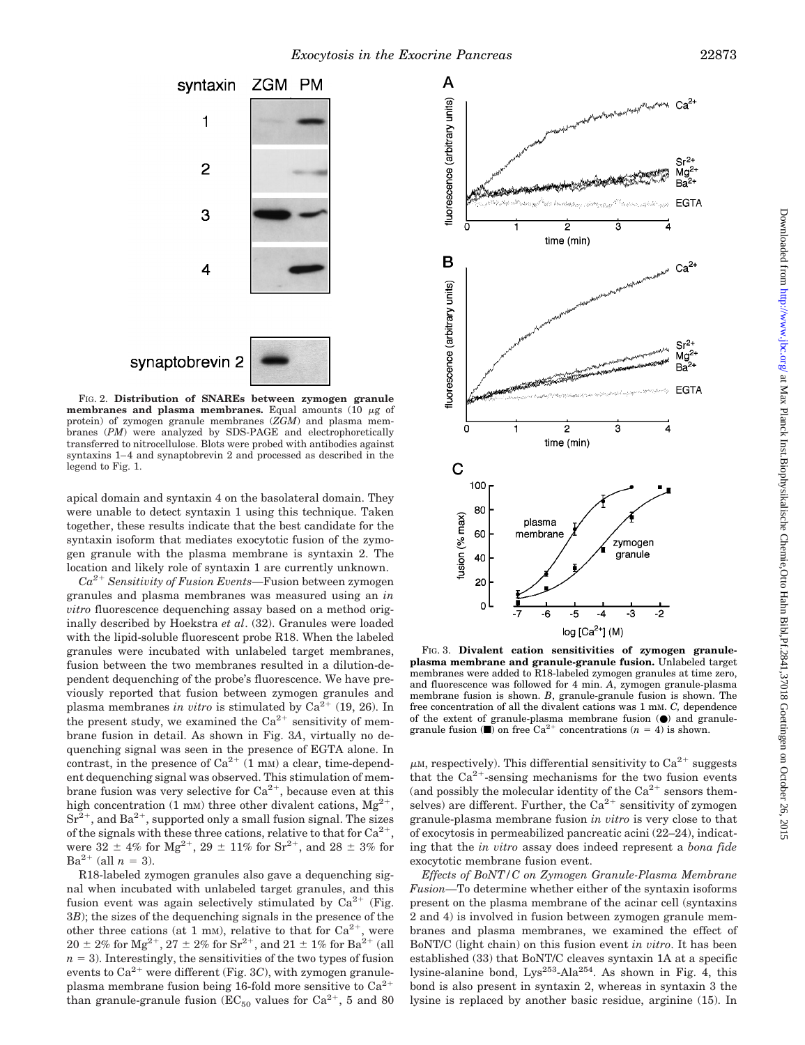FIG. 2. **Distribution of SNAREs between zymogen granule membranes and plasma membranes.** Equal amounts (10 μg of protein) of zymogen granule membranes (*ZGM*) and plasma membranes (*PM*) were analyzed by SDS-PAGE and electrophoretically transferred to nitrocellulose. Blots were probed with antibodies against syntaxins 1–4 and synaptobrevin 2 and processed as described in the legend to Fig. 1.

apical domain and syntaxin 4 on the basolateral domain. They were unable to detect syntaxin 1 using this technique. Taken together, these results indicate that the best candidate for the syntaxin isoform that mediates exocytotic fusion of the zymogen granule with the plasma membrane is syntaxin 2. The location and likely role of syntaxin 1 are currently unknown.

*$Ca^{2+}$ Sensitivity of Fusion Events*—Fusion between zymogen granules and plasma membranes was measured using an *in vitro* fluorescence dequenching assay based on a method originally described by Hoekstra *et al*. (32). Granules were loaded with the lipid-soluble fluorescent probe R18. When the labeled granules were incubated with unlabeled target membranes, fusion between the two membranes resulted in a dilution-dependent dequenching of the probe's fluorescence. We have previously reported that fusion between zymogen granules and plasma membranes *in vitro* is stimulated by $Ca^{2+}$ (19, 26). In the present study, we examined the $Ca^{2+}$ sensitivity of membrane fusion in detail. As shown in Fig. 3*A*, virtually no dequenching signal was seen in the presence of EGTA alone. In contrast, in the presence of $Ca^{2+}$ (1 mM) a clear, time-dependent dequenching signal was observed. This stimulation of membrane fusion was very selective for $Ca^{2+}$, because even at this high concentration (1 mM) three other divalent cations, $Mg^{2+}$, $Sr^{2+}$, and $Ba^{2+}$, supported only a small fusion signal. The sizes of the signals with these three cations, relative to that for $Ca^{2+}$, were 32 ± 4% for $Mg^{2+}$, 29 ± 11% for $Sr^{2+}$, and 28 ± 3% for $Ba^{2+}$ (all $n = 3$).

R18-labeled zymogen granules also gave a dequenching signal when incubated with unlabeled target granules, and this fusion event was again selectively stimulated by $Ca^{2+}$ (Fig. 3*B*); the sizes of the dequenching signals in the presence of the other three cations (at 1 mM), relative to that for $Ca^{2+}$, were 20 ± 2% for $Mg^{2+}$, 27 ± 2% for $Sr^{2+}$, and 21 ± 1% for $Ba^{2+}$ (all $n = 3$). Interestingly, the sensitivities of the two types of fusion events to $Ca^{2+}$ were different (Fig. 3*C*), with zymogen granule-plasma membrane fusion being 16-fold more sensitive to $Ca^{2+}$ than granule-granule fusion ($EC_{50}$ values for $Ca^{2+}$, 5 and 80 μM, respectively). This differential sensitivity to $Ca^{2+}$ suggests that the $Ca^{2+}$-sensing mechanisms for the two fusion events (and possibly the molecular identity of the $Ca^{2+}$ sensors themselves) are different. Further, the $Ca^{2+}$ sensitivity of zymogen granule-plasma membrane fusion *in vitro* is very close to that of exocytosis in permeabilized pancreatic acini (22–24), indicating that the *in vitro* assay does indeed represent a *bona fide* exocytotic membrane fusion event.

FIG. 3. **Divalent cation sensitivities of zymogen granule-plasma membrane and granule-granule fusion.** Unlabeled target membranes were added to R18-labeled zymogen granules at time zero, and fluorescence was followed for 4 min. *A*, zymogen granule-plasma membrane fusion is shown. *B*, granule-granule fusion is shown. The free concentration of all the divalent cations was 1 mM. *C*, dependence of the extent of granule-plasma membrane fusion (●) and granule-granule fusion (■) on free $Ca^{2+}$ concentrations ($n = 4$) is shown.

*Effects of BoNT/C on Zymogen Granule-Plasma Membrane Fusion*—To determine whether either of the syntaxin isoforms present on the plasma membrane of the acinar cell (syntaxins 2 and 4) is involved in fusion between zymogen granule membranes and plasma membranes, we examined the effect of BoNT/C (light chain) on this fusion event *in vitro*. It has been established (33) that BoNT/C cleaves syntaxin 1A at a specific lysine-alanine bond, $Lys^{253}$-$Ala^{254}$. As shown in Fig. 4, this bond is also present in syntaxin 2, whereas in syntaxin 3 the lysine is replaced by another basic residue, arginine (15). In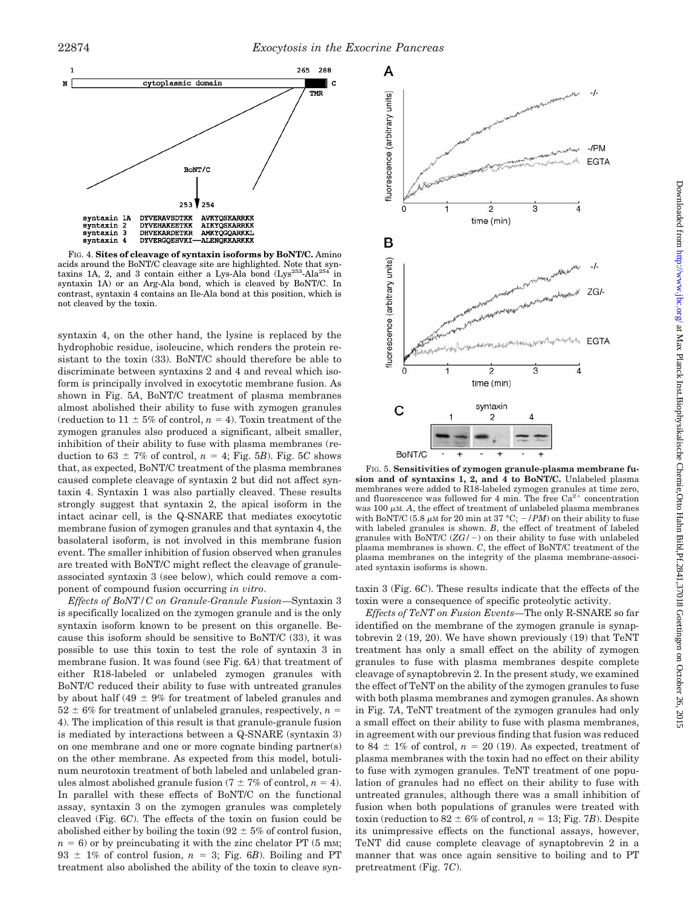FIG. 4. **Sites of cleavage of syntaxin isoforms by BoNT/C.** Amino acids around the BoNT/C cleavage site are highlighted. Note that syntaxins 1A, 2, and 3 contain either a Lys-Ala bond (Lys[253]-Ala[254] in syntaxin 1A) or an Arg-Ala bond, which is cleaved by BoNT/C. In contrast, syntaxin 4 contains an Ile-Ala bond at this position, which is not cleaved by the toxin.

syntaxin 4, on the other hand, the lysine is replaced by the hydrophobic residue, isoleucine, which renders the protein resistant to the toxin (33). BoNT/C should therefore be able to discriminate between syntaxins 2 and 4 and reveal which isoform is principally involved in exocytotic membrane fusion. As shown in Fig. 5*A*, BoNT/C treatment of plasma membranes almost abolished their ability to fuse with zymogen granules (reduction to 11 ± 5% of control, *n* = 4). Toxin treatment of the zymogen granules also produced a significant, albeit smaller, inhibition of their ability to fuse with plasma membranes (reduction to 63 ± 7% of control, *n* = 4; Fig. 5*B*). Fig. 5*C* shows that, as expected, BoNT/C treatment of the plasma membranes caused complete cleavage of syntaxin 2 but did not affect syntaxin 4. Syntaxin 1 was also partially cleaved. These results strongly suggest that syntaxin 2, the apical isoform in the intact acinar cell, is the Q-SNARE that mediates exocytotic membrane fusion of zymogen granules and that syntaxin 4, the basolateral isoform, is not involved in this membrane fusion event. The smaller inhibition of fusion observed when granules are treated with BoNT/C might reflect the cleavage of granule-associated syntaxin 3 (see below), which could remove a component of compound fusion occurring *in vitro*.

*Effects of BoNT/C on Granule-Granule Fusion*—Syntaxin 3 is specifically localized on the zymogen granule and is the only syntaxin isoform known to be present on this organelle. Because this isoform should be sensitive to BoNT/C (33), it was possible to use this toxin to test the role of syntaxin 3 in membrane fusion. It was found (see Fig. 6*A*) that treatment of either R18-labeled or unlabeled zymogen granules with BoNT/C reduced their ability to fuse with untreated granules by about half (49 ± 9% for treatment of labeled granules and 52 ± 6% for treatment of unlabeled granules, respectively, *n* = 4). The implication of this result is that granule-granule fusion is mediated by interactions between a Q-SNARE (syntaxin 3) on one membrane and one or more cognate binding partner(s) on the other membrane. As expected from this model, botulinum neurotoxin treatment of both labeled and unlabeled granules almost abolished granule fusion (7 ± 7% of control, *n* = 4). In parallel with these effects of BoNT/C on the functional assay, syntaxin 3 on the zymogen granules was completely cleaved (Fig. 6*C*). The effects of the toxin on fusion could be abolished either by boiling the toxin (92 ± 5% of control fusion, *n* = 6) or by preincubating it with the zinc chelator PT (5 mM; 93 ± 1% of control fusion, *n* = 3; Fig. 6*B*). Boiling and PT treatment also abolished the ability of the toxin to cleave syntaxin 3 (Fig. 6*C*). These results indicate that the effects of the toxin were a consequence of specific proteolytic activity.

*Effects of TeNT on Fusion Events*—The only R-SNARE so far identified on the membrane of the zymogen granule is synaptobrevin 2 (19, 20). We have shown previously (19) that TeNT treatment has only a small effect on the ability of zymogen granules to fuse with plasma membranes despite complete cleavage of synaptobrevin 2. In the present study, we examined the effect of TeNT on the ability of the zymogen granules to fuse with both plasma membranes and zymogen granules. As shown in Fig. 7*A*, TeNT treatment of the zymogen granules had only a small effect on their ability to fuse with plasma membranes, in agreement with our previous finding that fusion was reduced to 84 ± 1% of control, *n* = 20 (19). As expected, treatment of plasma membranes with the toxin had no effect on their ability to fuse with zymogen granules. TeNT treatment of one population of granules had no effect on their ability to fuse with untreated granules, although there was a small inhibition of fusion when both populations of granules were treated with toxin (reduction to 82 ± 6% of control, *n* = 13; Fig. 7*B*). Despite its unimpressive effects on the functional assays, however, TeNT did cause complete cleavage of synaptobrevin 2 in a manner that was once again sensitive to boiling and to PT pretreatment (Fig. 7*C*).

FIG. 5. **Sensitivities of zymogen granule-plasma membrane fusion and of syntaxins 1, 2, and 4 to BoNT/C.** Unlabeled plasma membranes were added to R18-labeled zymogen granules at time zero, and fluorescence was followed for 4 min. The free $Ca^{2+}$ concentration was 100 μM. *A*, the effect of treatment of unlabeled plasma membranes with BoNT/C (5.8 μM for 20 min at 37 °C; −/*PM*) on their ability to fuse with labeled granules is shown. *B*, the effect of treatment of labeled granules with BoNT/C (*ZG*/−) on their ability to fuse with unlabeled plasma membranes is shown. *C*, the effect of BoNT/C treatment of the plasma membranes on the integrity of the plasma membrane-associated syntaxin isoforms is shown.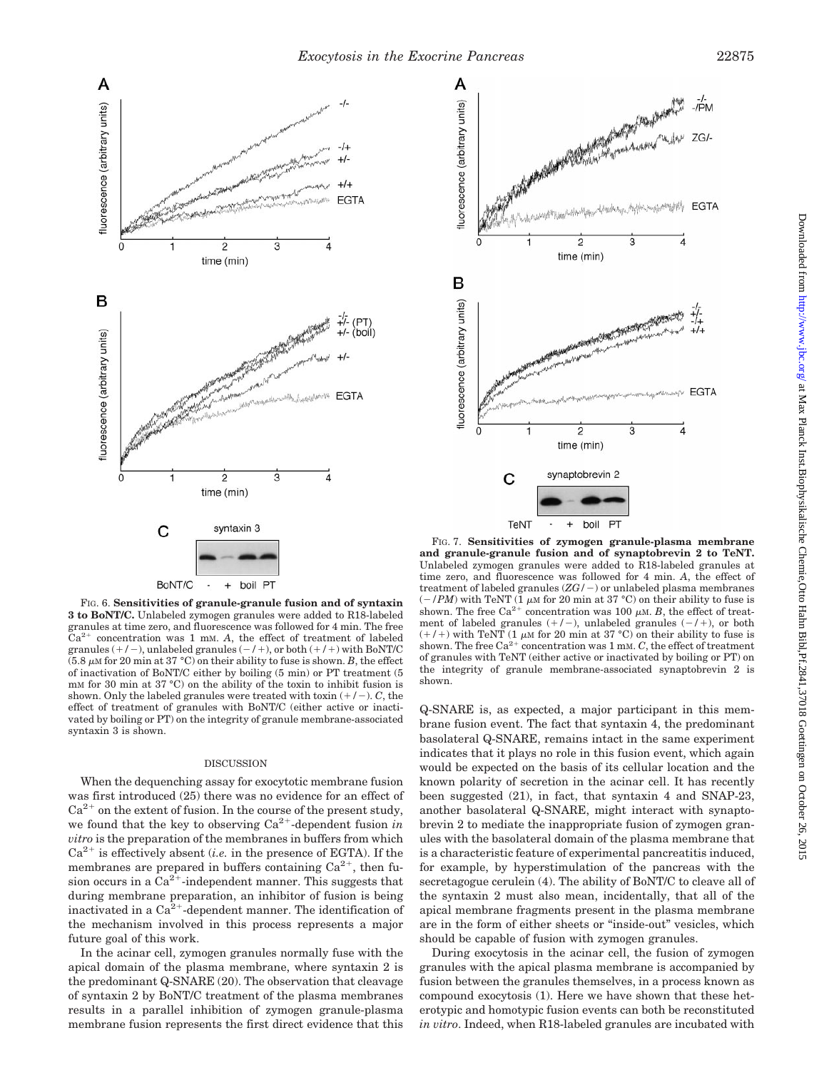FIG. 6. **Sensitivities of granule-granule fusion and of syntaxin 3 to BoNT/C.** Unlabeled zymogen granules were added to R18-labeled granules at time zero, and fluorescence was followed for 4 min. The free $Ca^{2+}$ concentration was 1 mM. *A*, the effect of treatment of labeled granules (+/−), unlabeled granules (−/+), or both (+/+) with BoNT/C (5.8 $\mu$M for 20 min at 37 °C) on their ability to fuse is shown. *B*, the effect of inactivation of BoNT/C either by boiling (5 min) or PT treatment (5 mM for 30 min at 37 °C) on the ability of the toxin to inhibit fusion is shown. Only the labeled granules were treated with toxin (+/−). *C*, the effect of treatment of granules with BoNT/C (either active or inactivated by boiling or PT) on the integrity of granule membrane-associated syntaxin 3 is shown.

FIG. 7. **Sensitivities of zymogen granule-plasma membrane and granule-granule fusion and of synaptobrevin 2 to TeNT.** Unlabeled zymogen granules were added to R18-labeled granules at time zero, and fluorescence was followed for 4 min. *A*, the effect of treatment of labeled granules (*ZG*/−) or unlabeled plasma membranes (−/*PM*) with TeNT (1 $\mu$M for 20 min at 37 °C) on their ability to fuse is shown. The free $Ca^{2+}$ concentration was 100 $\mu$M. *B*, the effect of treatment of labeled granules (+/−), unlabeled granules (−/+), or both (+/+) with TeNT (1 $\mu$M for 20 min at 37 °C) on their ability to fuse is shown. The free $Ca^{2+}$ concentration was 1 mM. *C*, the effect of treatment of granules with TeNT (either active or inactivated by boiling or PT) on the integrity of granule membrane-associated synaptobrevin 2 is shown.

## DISCUSSION

When the dequenching assay for exocytotic membrane fusion was first introduced (25) there was no evidence for an effect of $Ca^{2+}$ on the extent of fusion. In the course of the present study, we found that the key to observing $Ca^{2+}$-dependent fusion *in vitro* is the preparation of the membranes in buffers from which $Ca^{2+}$ is effectively absent (*i.e.* in the presence of EGTA). If the membranes are prepared in buffers containing $Ca^{2+}$, then fusion occurs in a $Ca^{2+}$-independent manner. This suggests that during membrane preparation, an inhibitor of fusion is being inactivated in a $Ca^{2+}$-dependent manner. The identification of the mechanism involved in this process represents a major future goal of this work.

In the acinar cell, zymogen granules normally fuse with the apical domain of the plasma membrane, where syntaxin 2 is the predominant Q-SNARE (20). The observation that cleavage of syntaxin 2 by BoNT/C treatment of the plasma membranes results in a parallel inhibition of zymogen granule-plasma membrane fusion represents the first direct evidence that this Q-SNARE is, as expected, a major participant in this membrane fusion event. The fact that syntaxin 4, the predominant basolateral Q-SNARE, remains intact in the same experiment indicates that it plays no role in this fusion event, which again would be expected on the basis of its cellular location and the known polarity of secretion in the acinar cell. It has recently been suggested (21), in fact, that syntaxin 4 and SNAP-23, another basolateral Q-SNARE, might interact with synaptobrevin 2 to mediate the inappropriate fusion of zymogen granules with the basolateral domain of the plasma membrane that is a characteristic feature of experimental pancreatitis induced, for example, by hyperstimulation of the pancreas with the secretagogue cerulein (4). The ability of BoNT/C to cleave all of the syntaxin 2 must also mean, incidentally, that all of the apical membrane fragments present in the plasma membrane are in the form of either sheets or "inside-out" vesicles, which should be capable of fusion with zymogen granules.

During exocytosis in the acinar cell, the fusion of zymogen granules with the apical plasma membrane is accompanied by fusion between the granules themselves, in a process known as compound exocytosis (1). Here we have shown that these heterotypic and homotypic fusion events can both be reconstituted *in vitro*. Indeed, when R18-labeled granules are incubated with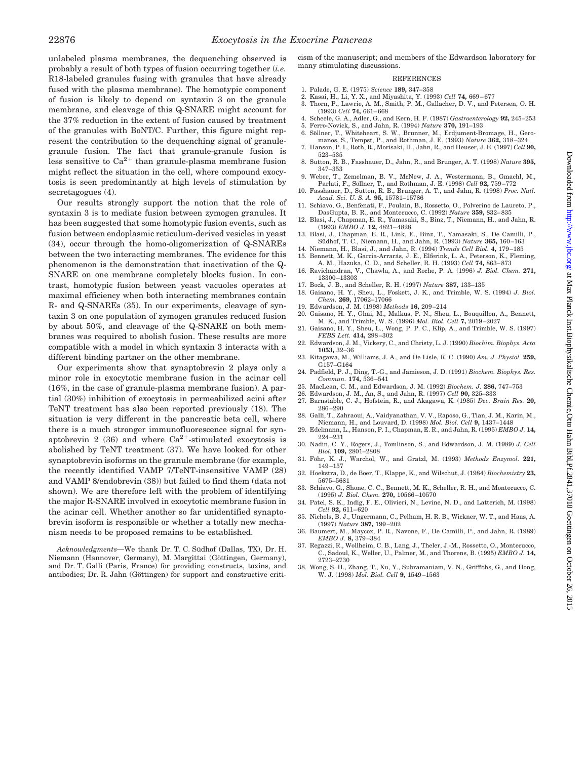unlabeled plasma membranes, the dequenching observed is probably a result of both types of fusion occurring together (*i.e.* R18-labeled granules fusing with granules that have already fused with the plasma membrane). The homotypic component of fusion is likely to depend on syntaxin 3 on the granule membrane, and cleavage of this Q-SNARE might account for the 37% reduction in the extent of fusion caused by treatment of the granules with BoNT/C. Further, this figure might represent the contribution to the dequenching signal of granule-granule fusion. The fact that granule-granule fusion is less sensitive to $Ca^{2+}$ than granule-plasma membrane fusion might reflect the situation in the cell, where compound exocytosis is seen predominantly at high levels of stimulation by secretagogues (4).

Our results strongly support the notion that the role of syntaxin 3 is to mediate fusion between zymogen granules. It has been suggested that some homotypic fusion events, such as fusion between endoplasmic reticulum-derived vesicles in yeast (34), occur through the homo-oligomerization of Q-SNAREs between the two interacting membranes. The evidence for this phenomenon is the demonstration that inactivation of the Q-SNARE on one membrane completely blocks fusion. In contrast, homotypic fusion between yeast vacuoles operates at maximal efficiency when both interacting membranes contain R- and Q-SNAREs (35). In our experiments, cleavage of syntaxin 3 on one population of zymogen granules reduced fusion by about 50%, and cleavage of the Q-SNARE on both membranes was required to abolish fusion. These results are more compatible with a model in which syntaxin 3 interacts with a different binding partner on the other membrane.

Our experiments show that synaptobrevin 2 plays only a minor role in exocytotic membrane fusion in the acinar cell (16%, in the case of granule-plasma membrane fusion). A partial (30%) inhibition of exocytosis in permeabilized acini after TeNT treatment has also been reported previously (18). The situation is very different in the pancreatic beta cell, where there is a much stronger immunofluorescence signal for synaptobrevin 2 (36) and where $Ca^{2+}$-stimulated exocytosis is abolished by TeNT treatment (37). We have looked for other synaptobrevin isoforms on the granule membrane (for example, the recently identified VAMP 7/TeNT-insensitive VAMP (28) and VAMP 8/endobrevin (38)) but failed to find them (data not shown). We are therefore left with the problem of identifying the major R-SNARE involved in exocytotic membrane fusion in the acinar cell. Whether another so far unidentified synaptobrevin isoform is responsible or whether a totally new mechanism needs to be proposed remains to be established.

*Acknowledgments*—We thank Dr. T. C. Südhof (Dallas, TX), Dr. H. Niemann (Hannover, Germany), M. Margittai (Göttingen, Germany), and Dr. T. Galli (Paris, France) for providing constructs, toxins, and antibodies; Dr. R. Jahn (Göttingen) for support and constructive criticism of the manuscript; and members of the Edwardson laboratory for many stimulating discussions.

## REFERENCES

1. Palade, G. E. (1975) *Science* **189,** 347–358
2. Kasai, H., Li, Y. X., and Miyashita, Y. (1993) *Cell* **74,** 669–677
3. Thorn, P., Lawrie, A. M., Smith, P. M., Gallacher, D. V., and Petersen, O. H. (1993) *Cell* **74,** 661–668
4. Scheele, G. A., Adler, G., and Kern, H. F. (1987) *Gastroenterology* **92,** 245–253
5. Ferro-Novick, S., and Jahn, R. (1994) *Nature* **370,** 191–193
6. Söllner, T., Whiteheart, S. W., Brunner, M., Erdjument-Bromage, H., Geromanos, S., Tempst, P., and Rothman, J. E. (1993) *Nature* **362,** 318–324
7. Hanson, P. I., Roth, R., Morisaki, H., Jahn, R., and Heuser, J. E. (1997) *Cell* **90,** 523–535
8. Sutton, R. B., Fasshauer, D., Jahn, R., and Brunger, A. T. (1998) *Nature* **395,** 347–353
9. Weber, T., Zemelman, B. V., McNew, J. A., Westermann, B., Gmachl, M., Parlati, F., Söllner, T., and Rothman, J. E. (1998) *Cell* **92,** 759–772
10. Fasshauer, D., Sutton, R. B., Brunger, A. T., and Jahn, R. (1998) *Proc. Natl. Acad. Sci. U. S. A.* **95,** 15781–15786
11. Schiavo, G., Benfenati, F., Poulain, B., Rossetto, O., Polverino de Laureto, P., DasGupta, B. R., and Montecucco, C. (1992) *Nature* **359,** 832–835
12. Blasi, J., Chapman, E. R., Yamasaki, S., Binz, T., Niemann, H., and Jahn, R. (1993) *EMBO J.* **12,** 4821–4828
13. Blasi, J., Chapman, E. R., Link, E., Binz, T., Yamasaki, S., De Camilli, P., Südhof, T. C., Niemann, H., and Jahn, R. (1993) *Nature* **365,** 160–163
14. Niemann, H., Blasi, J., and Jahn, R. (1994) *Trends Cell Biol.* **4,** 179–185
15. Bennett, M. K., Garcia-Arrarás, J. E., Elferink, L. A., Peterson, K., Fleming, A. M., Hazuka, C. D., and Scheller, R. H. (1993) *Cell* **74,** 863–873
16. Ravichandran, V., Chawla, A., and Roche, P. A. (1996) *J. Biol. Chem.* **271,** 13300–13303
17. Bock, J. B., and Scheller, R. H. (1997) *Nature* **387,** 133–135
18. Gaisano, H. Y., Sheu, L., Foskett, J. K., and Trimble, W. S. (1994) *J. Biol. Chem.* **269,** 17062–17066
19. Edwardson, J. M. (1998) *Methods* **16,** 209–214
20. Gaisano, H. Y., Ghai, M., Malkus, P. N., Sheu, L., Bouquillon, A., Bennett, M. K., and Trimble, W. S. (1996) *Mol. Biol. Cell* **7,** 2019–2027
21. Gaisano, H. Y., Sheu, L., Wong, P. P. C., Klip, A., and Trimble, W. S. (1997) *FEBS Lett.* **414,** 298–302
22. Edwardson, J. M., Vickery, C., and Christy, L. J. (1990) *Biochim. Biophys. Acta* **1053,** 32–36
23. Kitagawa, M., Williams, J. A., and De Lisle, R. C. (1990) *Am. J. Physiol.* **259,** G157–G164
24. Padfield, P. J., Ding, T.-G., and Jamieson, J. D. (1991) *Biochem. Biophys. Res. Commun.* **174,** 536–541
25. MacLean, C. M., and Edwardson, J. M. (1992) *Biochem. J.* **286,** 747–753
26. Edwardson, J. M., An, S., and Jahn, R. (1997) *Cell* **90,** 325–333
27. Barnstable, C. J., Hofstein, R., and Akagawa, K. (1985) *Dev. Brain Res.* **20,** 286–290
28. Galli, T., Zahraoui, A., Vaidyanathan, V. V., Raposo, G., Tian, J. M., Karin, M., Niemann, H., and Louvard, D. (1998) *Mol. Biol. Cell* **9,** 1437–1448
29. Edelmann, L., Hanson, P. I., Chapman, E. R., and Jahn, R. (1995) *EMBO J.* **14,** 224–231
30. Nadin, C. Y., Rogers, J., Tomlinson, S., and Edwardson, J. M. (1989) *J. Cell Biol.* **109,** 2801–2808
31. Föhr, K. J., Warchol, W., and Gratzl, M. (1993) *Methods Enzymol.* **221,** 149–157
32. Hoekstra, D., de Boer, T., Klappe, K., and Wilschut, J. (1984) *Biochemistry* **23,** 5675–5681
33. Schiavo, G., Shone, C. C., Bennett, M. K., Scheller, R. H., and Montecucco, C. (1995) *J. Biol. Chem.* **270,** 10566–10570
34. Patel, S. K., Indig, F. E., Olivieri, N., Levine, N. D., and Latterich, M. (1998) *Cell* **92,** 611–620
35. Nichols, B. J., Ungermann, C., Pelham, H. R. B., Wickner, W. T., and Haas, A. (1997) *Nature* **387,** 199–202
36. Baumert, M., Maycox, P. R., Navone, F., De Camilli, P., and Jahn, R. (1989) *EMBO J.* **8,** 379–384
37. Regazzi, R., Wollheim, C. B., Lang, J., Theler, J.-M., Rossetto, O., Montecucco, C., Sadoul, K., Weller, U., Palmer, M., and Thorens, B. (1995) *EMBO J.* **14,** 2723–2730
38. Wong, S. H., Zhang, T., Xu, Y., Subramaniam, V. N., Griffiths, G., and Hong, W. J. (1998) *Mol. Biol. Cell* **9,** 1549–1563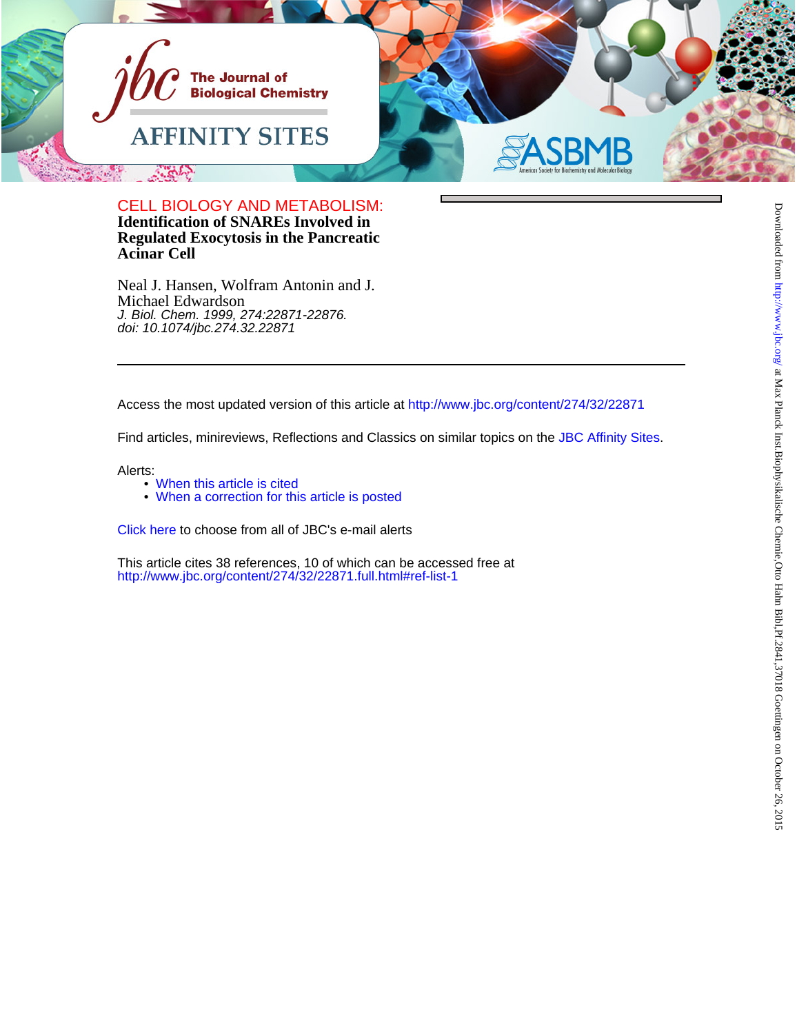CELL BIOLOGY AND METABOLISM:

**Identification of SNAREs Involved in Regulated Exocytosis in the Pancreatic Acinar Cell**

Neal J. Hansen, Wolfram Antonin and J. Michael Edwardson

*J. Biol. Chem. 1999, 274:22871-22876.*

*doi: 10.1074/jbc.274.32.22871*

---

Access the most updated version of this article at http://www.jbc.org/content/274/32/22871

Find articles, minireviews, Reflections and Classics on similar topics on the JBC Affinity Sites.

Alerts:

- When this article is cited
- When a correction for this article is posted

Click here to choose from all of JBC's e-mail alerts

This article cites 38 references, 10 of which can be accessed free at http://www.jbc.org/content/274/32/22871.full.html#ref-list-1

Downloaded from http://www.jbc.org/ at Max Planck Inst.Biophysikalische Chemie,Otto Hahn Bibl,Pf.2841,37018 Goettingen on October 26, 2015